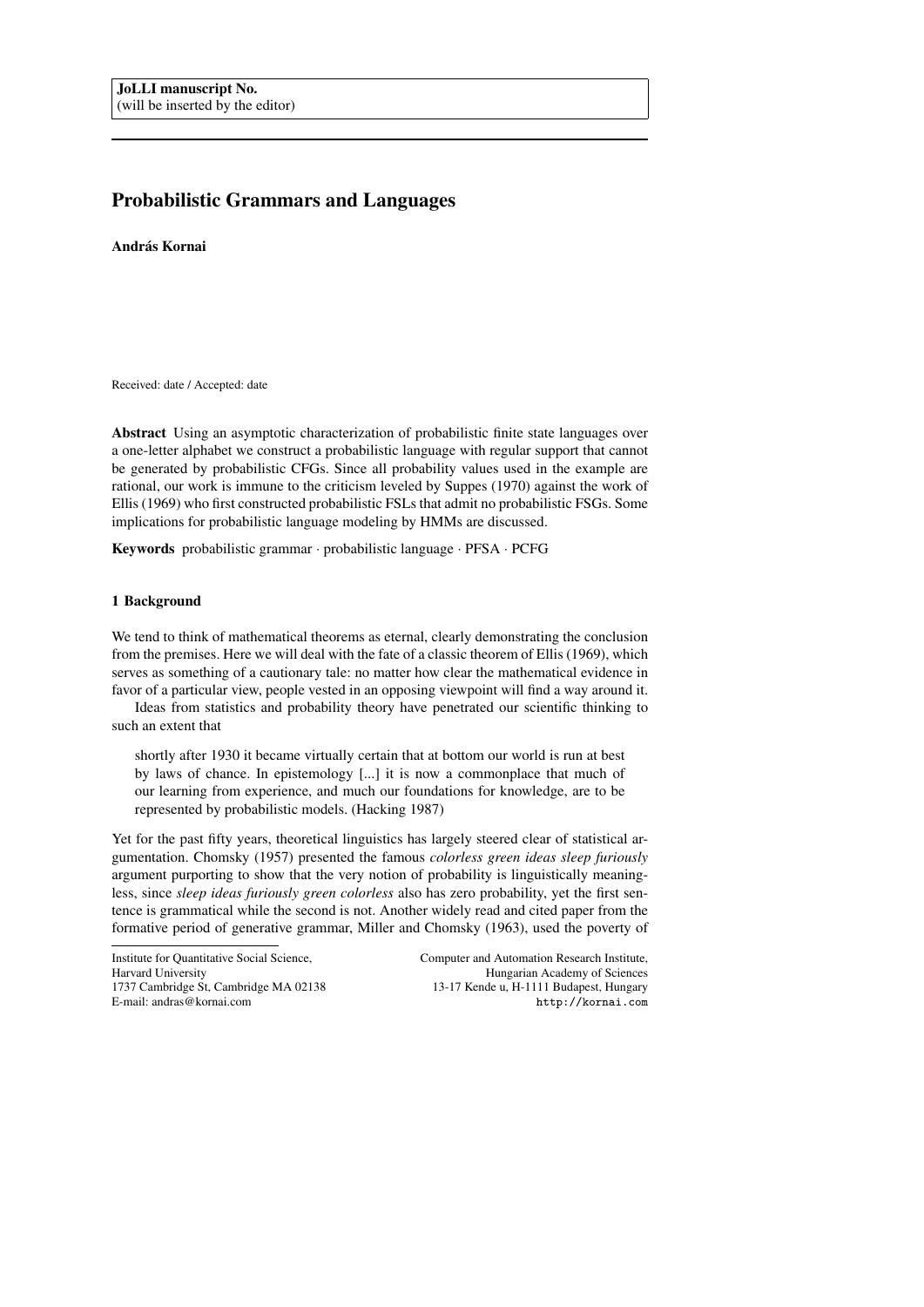**JoLLI manuscript No.**
(will be inserted by the editor)

# Probabilistic Grammars and Languages

**András Kornai**

Received: date / Accepted: date

**Abstract** Using an asymptotic characterization of probabilistic finite state languages over a one-letter alphabet we construct a probabilistic language with regular support that cannot be generated by probabilistic CFGs. Since all probability values used in the example are rational, our work is immune to the criticism leveled by Suppes (1970) against the work of Ellis (1969) who first constructed probabilistic FSLs that admit no probabilistic FSGs. Some implications for probabilistic language modeling by HMMs are discussed.

**Keywords** probabilistic grammar · probabilistic language · PFSA · PCFG

## 1 Background

We tend to think of mathematical theorems as eternal, clearly demonstrating the conclusion from the premises. Here we will deal with the fate of a classic theorem of Ellis (1969), which serves as something of a cautionary tale: no matter how clear the mathematical evidence in favor of a particular view, people vested in an opposing viewpoint will find a way around it.

Ideas from statistics and probability theory have penetrated our scientific thinking to such an extent that

> shortly after 1930 it became virtually certain that at bottom our world is run at best by laws of chance. In epistemology [...] it is now a commonplace that much of our learning from experience, and much our foundations for knowledge, are to be represented by probabilistic models. (Hacking 1987)

Yet for the past fifty years, theoretical linguistics has largely steered clear of statistical argumentation. Chomsky (1957) presented the famous *colorless green ideas sleep furiously* argument purporting to show that the very notion of probability is linguistically meaningless, since *sleep ideas furiously green colorless* also has zero probability, yet the first sentence is grammatical while the second is not. Another widely read and cited paper from the formative period of generative grammar, Miller and Chomsky (1963), used the poverty of

---

Institute for Quantitative Social Science,
Harvard University
1737 Cambridge St, Cambridge MA 02138
E-mail: andras@kornai.com

Computer and Automation Research Institute,
Hungarian Academy of Sciences
13-17 Kende u, H-1111 Budapest, Hungary
http://kornai.com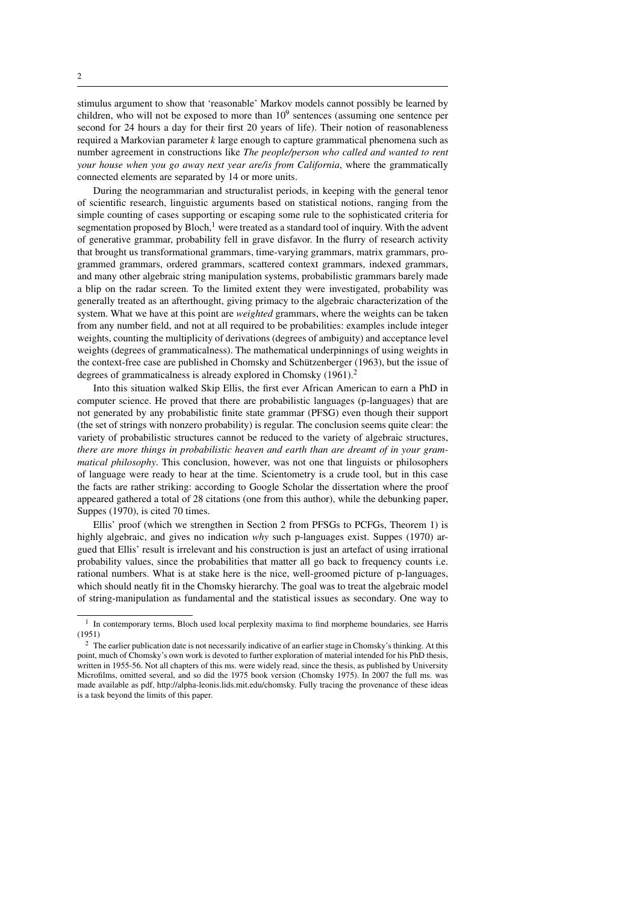stimulus argument to show that 'reasonable' Markov models cannot possibly be learned by children, who will not be exposed to more than $10^9$ sentences (assuming one sentence per second for 24 hours a day for their first 20 years of life). Their notion of reasonableness required a Markovian parameter $k$ large enough to capture grammatical phenomena such as number agreement in constructions like *The people/person who called and wanted to rent your house when you go away next year are/is from California*, where the grammatically connected elements are separated by 14 or more units.

During the neogrammarian and structuralist periods, in keeping with the general tenor of scientific research, linguistic arguments based on statistical notions, ranging from the simple counting of cases supporting or escaping some rule to the sophisticated criteria for segmentation proposed by Bloch,[1] were treated as a standard tool of inquiry. With the advent of generative grammar, probability fell in grave disfavor. In the flurry of research activity that brought us transformational grammars, time-varying grammars, matrix grammars, programmed grammars, ordered grammars, scattered context grammars, indexed grammars, and many other algebraic string manipulation systems, probabilistic grammars barely made a blip on the radar screen. To the limited extent they were investigated, probability was generally treated as an afterthought, giving primacy to the algebraic characterization of the system. What we have at this point are *weighted* grammars, where the weights can be taken from any number field, and not at all required to be probabilities: examples include integer weights, counting the multiplicity of derivations (degrees of ambiguity) and acceptance level weights (degrees of grammaticalness). The mathematical underpinnings of using weights in the context-free case are published in Chomsky and Schützenberger (1963), but the issue of degrees of grammaticalness is already explored in Chomsky (1961).[2]

Into this situation walked Skip Ellis, the first ever African American to earn a PhD in computer science. He proved that there are probabilistic languages (p-languages) that are not generated by any probabilistic finite state grammar (PFSG) even though their support (the set of strings with nonzero probability) is regular. The conclusion seems quite clear: the variety of probabilistic structures cannot be reduced to the variety of algebraic structures, *there are more things in probabilistic heaven and earth than are dreamt of in your grammatical philosophy*. This conclusion, however, was not one that linguists or philosophers of language were ready to hear at the time. Scientometry is a crude tool, but in this case the facts are rather striking: according to Google Scholar the dissertation where the proof appeared gathered a total of 28 citations (one from this author), while the debunking paper, Suppes (1970), is cited 70 times.

Ellis' proof (which we strengthen in Section 2 from PFSGs to PCFGs, Theorem 1) is highly algebraic, and gives no indication *why* such p-languages exist. Suppes (1970) argued that Ellis' result is irrelevant and his construction is just an artefact of using irrational probability values, since the probabilities that matter all go back to frequency counts i.e. rational numbers. What is at stake here is the nice, well-groomed picture of p-languages, which should neatly fit in the Chomsky hierarchy. The goal was to treat the algebraic model of string-manipulation as fundamental and the statistical issues as secondary. One way to

---

[1] In contemporary terms, Bloch used local perplexity maxima to find morpheme boundaries, see Harris (1951)

[2] The earlier publication date is not necessarily indicative of an earlier stage in Chomsky's thinking. At this point, much of Chomsky's own work is devoted to further exploration of material intended for his PhD thesis, written in 1955-56. Not all chapters of this ms. were widely read, since the thesis, as published by University Microfilms, omitted several, and so did the 1975 book version (Chomsky 1975). In 2007 the full ms. was made available as pdf, http://alpha-leonis.lids.mit.edu/chomsky. Fully tracing the provenance of these ideas is a task beyond the limits of this paper.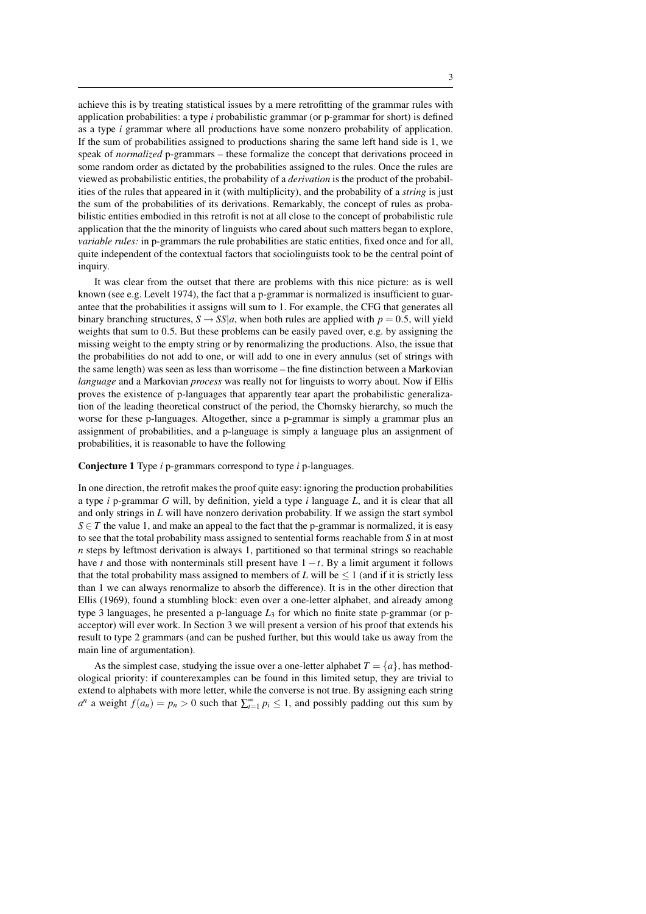achieve this is by treating statistical issues by a mere retrofitting of the grammar rules with application probabilities: a type $i$ probabilistic grammar (or p-grammar for short) is defined as a type $i$ grammar where all productions have some nonzero probability of application. If the sum of probabilities assigned to productions sharing the same left hand side is 1, we speak of *normalized* p-grammars – these formalize the concept that derivations proceed in some random order as dictated by the probabilities assigned to the rules. Once the rules are viewed as probabilistic entities, the probability of a *derivation* is the product of the probabilities of the rules that appeared in it (with multiplicity), and the probability of a *string* is just the sum of the probabilities of its derivations. Remarkably, the concept of rules as probabilistic entities embodied in this retrofit is not at all close to the concept of probabilistic rule application that the the minority of linguists who cared about such matters began to explore, *variable rules:* in p-grammars the rule probabilities are static entities, fixed once and for all, quite independent of the contextual factors that sociolinguists took to be the central point of inquiry.

It was clear from the outset that there are problems with this nice picture: as is well known (see e.g. Levelt 1974), the fact that a p-grammar is normalized is insufficient to guarantee that the probabilities it assigns will sum to 1. For example, the CFG that generates all binary branching structures, $S \to SS|a$, when both rules are applied with $p = 0.5$, will yield weights that sum to 0.5. But these problems can be easily paved over, e.g. by assigning the missing weight to the empty string or by renormalizing the productions. Also, the issue that the probabilities do not add to one, or will add to one in every annulus (set of strings with the same length) was seen as less than worrisome – the fine distinction between a Markovian *language* and a Markovian *process* was really not for linguists to worry about. Now if Ellis proves the existence of p-languages that apparently tear apart the probabilistic generalization of the leading theoretical construct of the period, the Chomsky hierarchy, so much the worse for these p-languages. Altogether, since a p-grammar is simply a grammar plus an assignment of probabilities, and a p-language is simply a language plus an assignment of probabilities, it is reasonable to have the following

**Conjecture 1** Type $i$ p-grammars correspond to type $i$ p-languages.

In one direction, the retrofit makes the proof quite easy: ignoring the production probabilities a type $i$ p-grammar $G$ will, by definition, yield a type $i$ language $L$, and it is clear that all and only strings in $L$ will have nonzero derivation probability. If we assign the start symbol $S \in T$ the value 1, and make an appeal to the fact that the p-grammar is normalized, it is easy to see that the total probability mass assigned to sentential forms reachable from $S$ in at most $n$ steps by leftmost derivation is always 1, partitioned so that terminal strings so reachable have $t$ and those with nonterminals still present have $1-t$. By a limit argument it follows that the total probability mass assigned to members of $L$ will be $\leq 1$ (and if it is strictly less than 1 we can always renormalize to absorb the difference). It is in the other direction that Ellis (1969), found a stumbling block: even over a one-letter alphabet, and already among type 3 languages, he presented a p-language $L_3$ for which no finite state p-grammar (or p-acceptor) will ever work. In Section 3 we will present a version of his proof that extends his result to type 2 grammars (and can be pushed further, but this would take us away from the main line of argumentation).

As the simplest case, studying the issue over a one-letter alphabet $T = \{a\}$, has methodological priority: if counterexamples can be found in this limited setup, they are trivial to extend to alphabets with more letter, while the converse is not true. By assigning each string $a^n$ a weight $f(a_n) = p_n > 0$ such that $\sum_{i=1}^{\infty} p_i \leq 1$, and possibly padding out this sum by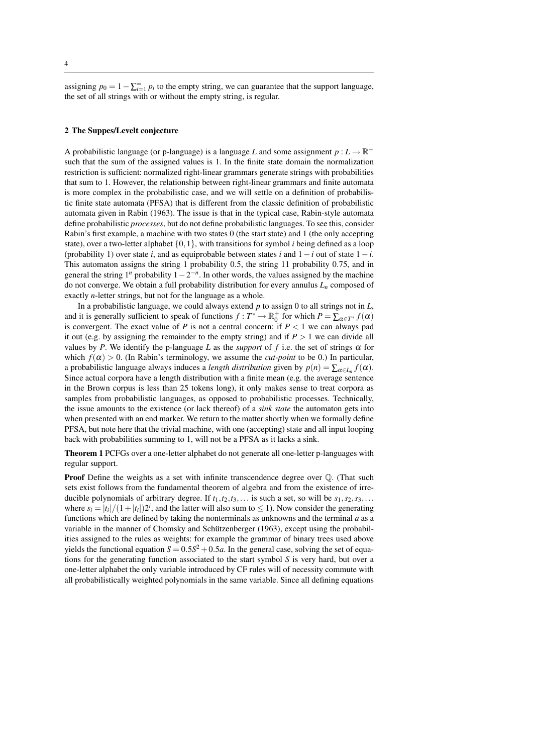assigning $p_0 = 1 - \sum_{i=1}^{\infty} p_i$ to the empty string, we can guarantee that the support language, the set of all strings with or without the empty string, is regular.

## 2 The Suppes/Levelt conjecture

A probabilistic language (or p-language) is a language $L$ and some assignment $p : L \to \mathbb{R}^+$ such that the sum of the assigned values is 1. In the finite state domain the normalization restriction is sufficient: normalized right-linear grammars generate strings with probabilities that sum to 1. However, the relationship between right-linear grammars and finite automata is more complex in the probabilistic case, and we will settle on a definition of probabilistic finite state automata (PFSA) that is different from the classic definition of probabilistic automata given in Rabin (1963). The issue is that in the typical case, Rabin-style automata define probabilistic *processes*, but do not define probabilistic languages. To see this, consider Rabin's first example, a machine with two states 0 (the start state) and 1 (the only accepting state), over a two-letter alphabet $\{0,1\}$, with transitions for symbol $i$ being defined as a loop (probability 1) over state $i$, and as equiprobable between states $i$ and $1-i$ out of state $1-i$. This automaton assigns the string 1 probability 0.5, the string 11 probability 0.75, and in general the string $1^n$ probability $1-2^{-n}$. In other words, the values assigned by the machine do not converge. We obtain a full probability distribution for every annulus $L_n$ composed of exactly $n$-letter strings, but not for the language as a whole.

In a probabilistic language, we could always extend $p$ to assign 0 to all strings not in $L$, and it is generally sufficient to speak of functions $f : T^* \to \mathbb{R}_0^+$ for which $P = \sum_{\alpha \in T^*} f(\alpha)$ is convergent. The exact value of $P$ is not a central concern: if $P < 1$ we can always pad it out (e.g. by assigning the remainder to the empty string) and if $P > 1$ we can divide all values by $P$. We identify the p-language $L$ as the *support* of $f$ i.e. the set of strings $\alpha$ for which $f(\alpha) > 0$. (In Rabin's terminology, we assume the *cut-point* to be 0.) In particular, a probabilistic language always induces a *length distribution* given by $p(n) = \sum_{\alpha \in L_n} f(\alpha)$. Since actual corpora have a length distribution with a finite mean (e.g. the average sentence in the Brown corpus is less than 25 tokens long), it only makes sense to treat corpora as samples from probabilistic languages, as opposed to probabilistic processes. Technically, the issue amounts to the existence (or lack thereof) of a *sink state* the automaton gets into when presented with an end marker. We return to the matter shortly when we formally define PFSA, but note here that the trivial machine, with one (accepting) state and all input looping back with probabilities summing to 1, will not be a PFSA as it lacks a sink.

**Theorem 1** PCFGs over a one-letter alphabet do not generate all one-letter p-languages with regular support.

**Proof** Define the weights as a set with infinite transcendence degree over $\mathbb{Q}$. (That such sets exist follows from the fundamental theorem of algebra and from the existence of irreducible polynomials of arbitrary degree. If $t_1, t_2, t_3, \dots$ is such a set, so will be $s_1, s_2, s_3, \dots$ where $s_i = |t_i|/(1+|t_i|)2^i$, and the latter will also sum to $\le 1$). Now consider the generating functions which are defined by taking the nonterminals as unknowns and the terminal $a$ as a variable in the manner of Chomsky and Schützenberger (1963), except using the probabilities assigned to the rules as weights: for example the grammar of binary trees used above yields the functional equation $S = 0.5S^2 + 0.5a$. In the general case, solving the set of equations for the generating function associated to the start symbol $S$ is very hard, but over a one-letter alphabet the only variable introduced by CF rules will of necessity commute with all probabilistically weighted polynomials in the same variable. Since all defining equations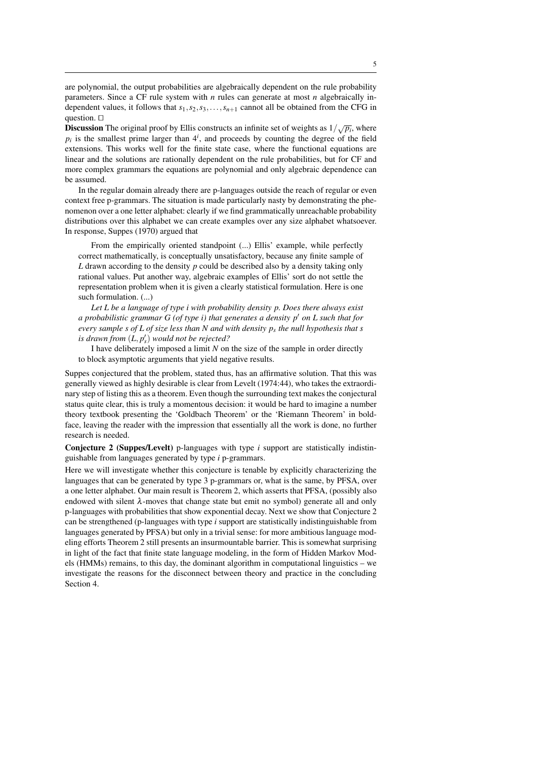are polynomial, the output probabilities are algebraically dependent on the rule probability parameters. Since a CF rule system with $n$ rules can generate at most $n$ algebraically independent values, it follows that $s_1, s_2, s_3, \ldots, s_{n+1}$ cannot all be obtained from the CFG in question. □

**Discussion** The original proof by Ellis constructs an infinite set of weights as $1/\sqrt{p_i}$, where $p_i$ is the smallest prime larger than $4^i$, and proceeds by counting the degree of the field extensions. This works well for the finite state case, where the functional equations are linear and the solutions are rationally dependent on the rule probabilities, but for CF and more complex grammars the equations are polynomial and only algebraic dependence can be assumed.

In the regular domain already there are p-languages outside the reach of regular or even context free p-grammars. The situation is made particularly nasty by demonstrating the phenomenon over a one letter alphabet: clearly if we find grammatically unreachable probability distributions over this alphabet we can create examples over any size alphabet whatsoever. In response, Suppes (1970) argued that

> From the empirically oriented standpoint (...) Ellis' example, while perfectly correct mathematically, is conceptually unsatisfactory, because any finite sample of $L$ drawn according to the density $p$ could be described also by a density taking only rational values. Put another way, algebraic examples of Ellis' sort do not settle the representation problem when it is given a clearly statistical formulation. Here is one such formulation. (...)
>
> *Let L be a language of type i with probability density p. Does there always exist a probabilistic grammar G (of type i) that generates a density $p'$ on L such that for every sample s of L of size less than N and with density $p_s$ the null hypothesis that s is drawn from $(L, p'_s)$ would not be rejected?*
>
> I have deliberately imposed a limit $N$ on the size of the sample in order directly to block asymptotic arguments that yield negative results.

Suppes conjectured that the problem, stated thus, has an affirmative solution. That this was generally viewed as highly desirable is clear from Levelt (1974:44), who takes the extraordinary step of listing this as a theorem. Even though the surrounding text makes the conjectural status quite clear, this is truly a momentous decision: it would be hard to imagine a number theory textbook presenting the 'Goldbach Theorem' or the 'Riemann Theorem' in boldface, leaving the reader with the impression that essentially all the work is done, no further research is needed.

**Conjecture 2 (Suppes/Levelt)** p-languages with type $i$ support are statistically indistinguishable from languages generated by type $i$ p-grammars.

Here we will investigate whether this conjecture is tenable by explicitly characterizing the languages that can be generated by type 3 p-grammars or, what is the same, by PFSA, over a one letter alphabet. Our main result is Theorem 2, which asserts that PFSA, (possibly also endowed with silent $\lambda$-moves that change state but emit no symbol) generate all and only p-languages with probabilities that show exponential decay. Next we show that Conjecture 2 can be strengthened (p-languages with type $i$ support are statistically indistinguishable from languages generated by PFSA) but only in a trivial sense: for more ambitious language modeling efforts Theorem 2 still presents an insurmountable barrier. This is somewhat surprising in light of the fact that finite state language modeling, in the form of Hidden Markov Models (HMMs) remains, to this day, the dominant algorithm in computational linguistics – we investigate the reasons for the disconnect between theory and practice in the concluding Section 4.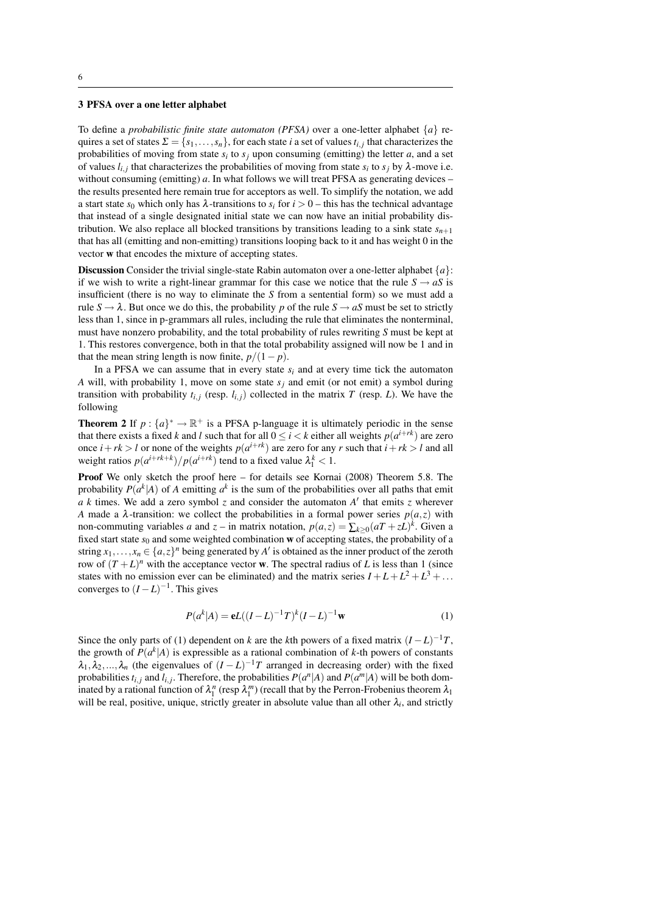## 3 PFSA over a one letter alphabet

To define a *probabilistic finite state automaton (PFSA)* over a one-letter alphabet $\{a\}$ requires a set of states $\Sigma = \{s_1, \ldots, s_n\}$, for each state $i$ a set of values $t_{i,j}$ that characterizes the probabilities of moving from state $s_i$ to $s_j$ upon consuming (emitting) the letter $a$, and a set of values $l_{i,j}$ that characterizes the probabilities of moving from state $s_i$ to $s_j$ by $\lambda$-move i.e. without consuming (emitting) $a$. In what follows we will treat PFSA as generating devices – the results presented here remain true for acceptors as well. To simplify the notation, we add a start state $s_0$ which only has $\lambda$-transitions to $s_i$ for $i > 0$ – this has the technical advantage that instead of a single designated initial state we can now have an initial probability distribution. We also replace all blocked transitions by transitions leading to a sink state $s_{n+1}$ that has all (emitting and non-emitting) transitions looping back to it and has weight 0 in the vector $\mathbf{w}$ that encodes the mixture of accepting states.

**Discussion** Consider the trivial single-state Rabin automaton over a one-letter alphabet $\{a\}$: if we wish to write a right-linear grammar for this case we notice that the rule $S \rightarrow aS$ is insufficient (there is no way to eliminate the $S$ from a sentential form) so we must add a rule $S \rightarrow \lambda$. But once we do this, the probability $p$ of the rule $S \rightarrow aS$ must be set to strictly less than 1, since in p-grammars all rules, including the rule that eliminates the nonterminal, must have nonzero probability, and the total probability of rules rewriting $S$ must be kept at 1. This restores convergence, both in that the total probability assigned will now be 1 and in that the mean string length is now finite, $p/(1-p)$.

In a PFSA we can assume that in every state $s_i$ and at every time tick the automaton $A$ will, with probability 1, move on some state $s_j$ and emit (or not emit) a symbol during transition with probability $t_{i,j}$ (resp. $l_{i,j}$) collected in the matrix $T$ (resp. $L$). We have the following

**Theorem 2** If $p : \{a\}^* \rightarrow \mathbb{R}^+$ is a PFSA p-language it is ultimately periodic in the sense that there exists a fixed $k$ and $l$ such that for all $0 \leq i < k$ either all weights $p(a^{i+rk})$ are zero once $i + rk > l$ or none of the weights $p(a^{i+rk})$ are zero for any $r$ such that $i + rk > l$ and all weight ratios $p(a^{i+rk+k})/p(a^{i+rk})$ tend to a fixed value $\lambda_1^k < 1$.

**Proof** We only sketch the proof here – for details see Kornai (2008) Theorem 5.8. The probability $P(a^k|A)$ of $A$ emitting $a^k$ is the sum of the probabilities over all paths that emit $a$ $k$ times. We add a zero symbol $z$ and consider the automaton $A'$ that emits $z$ wherever $A$ made a $\lambda$-transition: we collect the probabilities in a formal power series $p(a,z)$ with non-commuting variables $a$ and $z$ – in matrix notation, $p(a,z) = \sum_{k\geq 0}(aT + zL)^k$. Given a fixed start state $s_0$ and some weighted combination $\mathbf{w}$ of accepting states, the probability of a string $x_1, \ldots, x_n \in \{a,z\}^n$ being generated by $A'$ is obtained as the inner product of the zeroth row of $(T+L)^n$ with the acceptance vector $\mathbf{w}$. The spectral radius of $L$ is less than 1 (since states with no emission ever can be eliminated) and the matrix series $I + L + L^2 + L^3 + \ldots$ converges to $(I-L)^{-1}$. This gives

$$P(a^k|A) = \mathbf{e}L((I-L)^{-1}T)^k(I-L)^{-1}\mathbf{w} \tag{1}$$

Since the only parts of (1) dependent on $k$ are the $k$th powers of a fixed matrix $(I-L)^{-1}T$, the growth of $P(a^k|A)$ is expressible as a rational combination of $k$-th powers of constants $\lambda_1, \lambda_2, ..., \lambda_n$ (the eigenvalues of $(I-L)^{-1}T$ arranged in decreasing order) with the fixed probabilities $t_{i,j}$ and $l_{i,j}$. Therefore, the probabilities $P(a^n|A)$ and $P(a^m|A)$ will be both dominated by a rational function of $\lambda_1^n$ (resp $\lambda_1^m$) (recall that by the Perron-Frobenius theorem $\lambda_1$ will be real, positive, unique, strictly greater in absolute value than all other $\lambda_i$, and strictly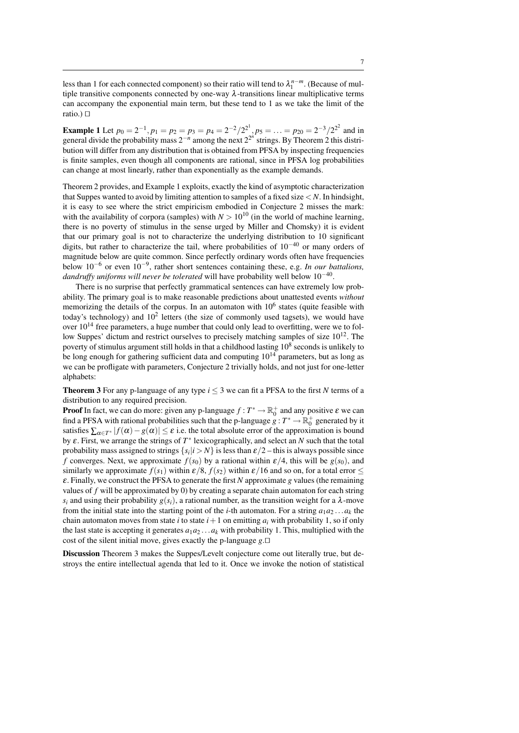less than 1 for each connected component) so their ratio will tend to $\lambda_1^{n-m}$. (Because of multiple transitive components connected by one-way $\lambda$-transitions linear multiplicative terms can accompany the exponential main term, but these tend to 1 as we take the limit of the ratio.) $\square$

**Example 1** Let $p_0 = 2^{-1}, p_1 = p_2 = p_3 = p_4 = 2^{-2}/2^{2^1}, p_5 = \ldots = p_{20} = 2^{-3}/2^{2^2}$ and in general divide the probability mass $2^{-n}$ among the next $2^{2^n}$ strings. By Theorem 2 this distribution will differ from any distribution that is obtained from PFSA by inspecting frequencies is finite samples, even though all components are rational, since in PFSA log probabilities can change at most linearly, rather than exponentially as the example demands.

Theorem 2 provides, and Example 1 exploits, exactly the kind of asymptotic characterization that Suppes wanted to avoid by limiting attention to samples of a fixed size $< N$. In hindsight, it is easy to see where the strict empiricism embodied in Conjecture 2 misses the mark: with the availability of corpora (samples) with $N > 10^{10}$ (in the world of machine learning, there is no poverty of stimulus in the sense urged by Miller and Chomsky) it is evident that our primary goal is not to characterize the underlying distribution to 10 significant digits, but rather to characterize the tail, where probabilities of $10^{-40}$ or many orders of magnitude below are quite common. Since perfectly ordinary words often have frequencies below $10^{-6}$ or even $10^{-9}$, rather short sentences containing these, e.g. *In our battalions, dandruffy uniforms will never be tolerated* will have probability well below $10^{-40}$.

There is no surprise that perfectly grammatical sentences can have extremely low probability. The primary goal is to make reasonable predictions about unattested events *without* memorizing the details of the corpus. In an automaton with $10^6$ states (quite feasible with today's technology) and $10^2$ letters (the size of commonly used tagsets), we would have over $10^{14}$ free parameters, a huge number that could only lead to overfitting, were we to follow Suppes' dictum and restrict ourselves to precisely matching samples of size $10^{12}$. The poverty of stimulus argument still holds in that a childhood lasting $10^8$ seconds is unlikely to be long enough for gathering sufficient data and computing $10^{14}$ parameters, but as long as we can be profligate with parameters, Conjecture 2 trivially holds, and not just for one-letter alphabets:

**Theorem 3** For any p-language of any type $i \leq 3$ we can fit a PFSA to the first $N$ terms of a distribution to any required precision.

**Proof** In fact, we can do more: given any p-language $f : T^* \to \mathbb{R}_0^+$ and any positive $\varepsilon$ we can find a PFSA with rational probabilities such that the p-language $g : T^* \to \mathbb{R}_0^+$ generated by it satisfies $\sum_{\alpha \in T^*} |f(\alpha) - g(\alpha)| \leq \varepsilon$ i.e. the total absolute error of the approximation is bound by $\varepsilon$. First, we arrange the strings of $T^*$ lexicographically, and select an $N$ such that the total probability mass assigned to strings $\{s_i | i > N\}$ is less than $\varepsilon/2$ – this is always possible since $f$ converges. Next, we approximate $f(s_0)$ by a rational within $\varepsilon/4$, this will be $g(s_0)$, and similarly we approximate $f(s_1)$ within $\varepsilon/8$, $f(s_2)$ within $\varepsilon/16$ and so on, for a total error $\leq \varepsilon$. Finally, we construct the PFSA to generate the first $N$ approximate $g$ values (the remaining values of $f$ will be approximated by 0) by creating a separate chain automaton for each string $s_i$ and using their probability $g(s_i)$, a rational number, as the transition weight for a $\lambda$-move from the initial state into the starting point of the $i$-th automaton. For a string $a_1 a_2 \ldots a_k$ the chain automaton moves from state $i$ to state $i+1$ on emitting $a_i$ with probability 1, so if only the last state is accepting it generates $a_1 a_2 \ldots a_k$ with probability 1. This, multiplied with the cost of the silent initial move, gives exactly the p-language $g$. $\square$

**Discussion** Theorem 3 makes the Suppes/Levelt conjecture come out literally true, but destroys the entire intellectual agenda that led to it. Once we invoke the notion of statistical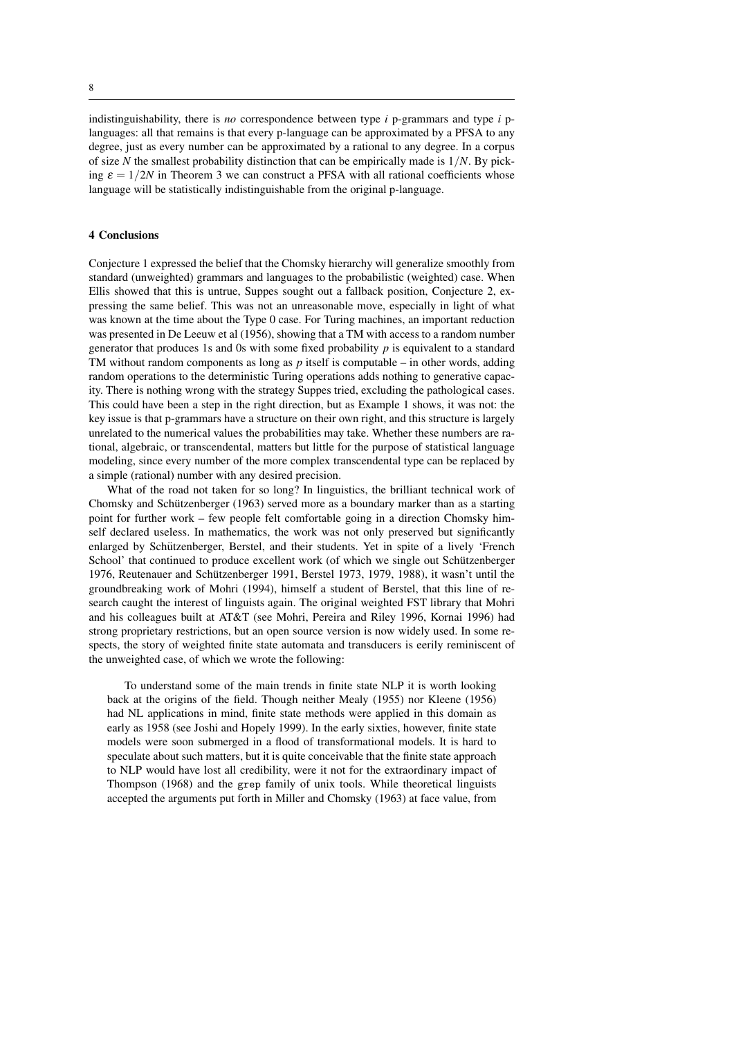indistinguishability, there is *no* correspondence between type $i$ p-grammars and type $i$ p-languages: all that remains is that every p-language can be approximated by a PFSA to any degree, just as every number can be approximated by a rational to any degree. In a corpus of size $N$ the smallest probability distinction that can be empirically made is $1/N$. By picking $\varepsilon = 1/2N$ in Theorem 3 we can construct a PFSA with all rational coefficients whose language will be statistically indistinguishable from the original p-language.

## 4 Conclusions

Conjecture 1 expressed the belief that the Chomsky hierarchy will generalize smoothly from standard (unweighted) grammars and languages to the probabilistic (weighted) case. When Ellis showed that this is untrue, Suppes sought out a fallback position, Conjecture 2, expressing the same belief. This was not an unreasonable move, especially in light of what was known at the time about the Type 0 case. For Turing machines, an important reduction was presented in De Leeuw et al (1956), showing that a TM with access to a random number generator that produces 1s and 0s with some fixed probability $p$ is equivalent to a standard TM without random components as long as $p$ itself is computable – in other words, adding random operations to the deterministic Turing operations adds nothing to generative capacity. There is nothing wrong with the strategy Suppes tried, excluding the pathological cases. This could have been a step in the right direction, but as Example 1 shows, it was not: the key issue is that p-grammars have a structure on their own right, and this structure is largely unrelated to the numerical values the probabilities may take. Whether these numbers are rational, algebraic, or transcendental, matters but little for the purpose of statistical language modeling, since every number of the more complex transcendental type can be replaced by a simple (rational) number with any desired precision.

What of the road not taken for so long? In linguistics, the brilliant technical work of Chomsky and Schützenberger (1963) served more as a boundary marker than as a starting point for further work – few people felt comfortable going in a direction Chomsky himself declared useless. In mathematics, the work was not only preserved but significantly enlarged by Schützenberger, Berstel, and their students. Yet in spite of a lively 'French School' that continued to produce excellent work (of which we single out Schützenberger 1976, Reutenauer and Schützenberger 1991, Berstel 1973, 1979, 1988), it wasn't until the groundbreaking work of Mohri (1994), himself a student of Berstel, that this line of research caught the interest of linguists again. The original weighted FST library that Mohri and his colleagues built at AT&T (see Mohri, Pereira and Riley 1996, Kornai 1996) had strong proprietary restrictions, but an open source version is now widely used. In some respects, the story of weighted finite state automata and transducers is eerily reminiscent of the unweighted case, of which we wrote the following:

> To understand some of the main trends in finite state NLP it is worth looking back at the origins of the field. Though neither Mealy (1955) nor Kleene (1956) had NL applications in mind, finite state methods were applied in this domain as early as 1958 (see Joshi and Hopely 1999). In the early sixties, however, finite state models were soon submerged in a flood of transformational models. It is hard to speculate about such matters, but it is quite conceivable that the finite state approach to NLP would have lost all credibility, were it not for the extraordinary impact of Thompson (1968) and the `grep` family of unix tools. While theoretical linguists accepted the arguments put forth in Miller and Chomsky (1963) at face value, from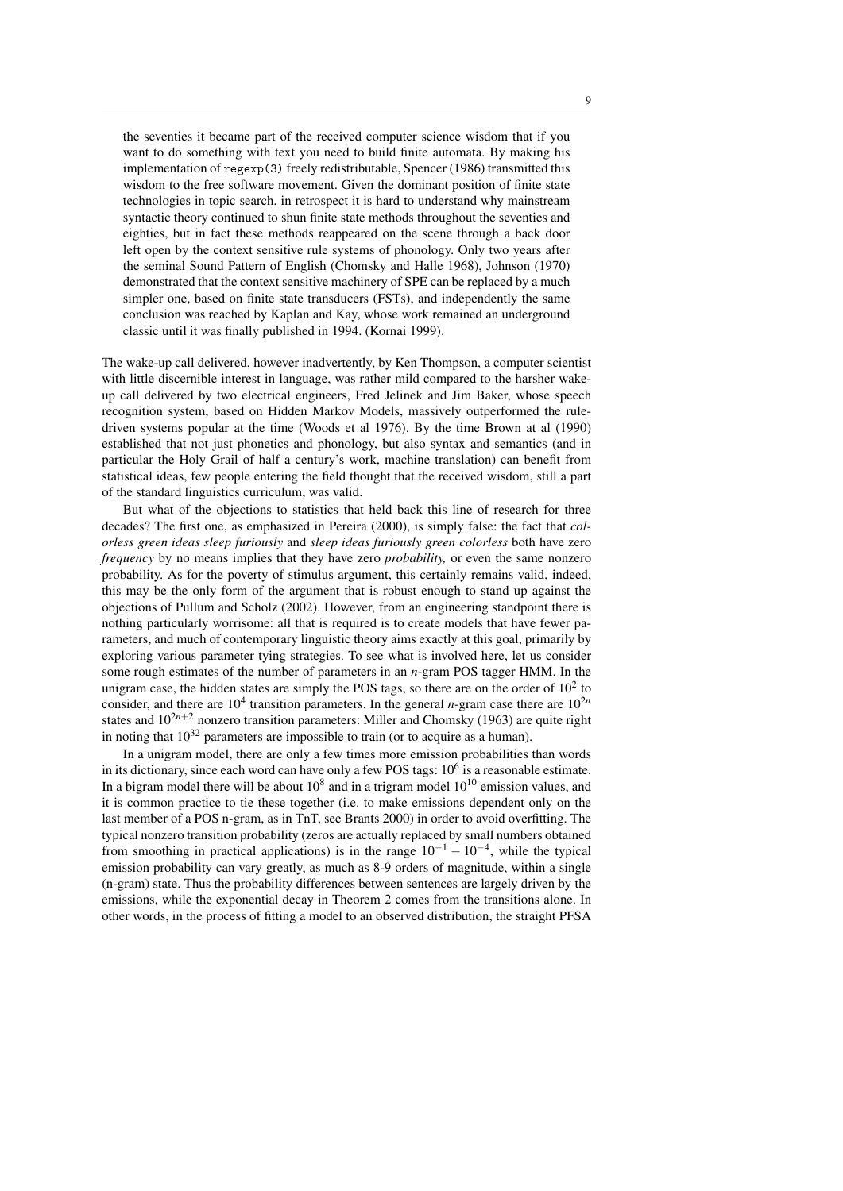> the seventies it became part of the received computer science wisdom that if you want to do something with text you need to build finite automata. By making his implementation of `regexp(3)` freely redistributable, Spencer (1986) transmitted this wisdom to the free software movement. Given the dominant position of finite state technologies in topic search, in retrospect it is hard to understand why mainstream syntactic theory continued to shun finite state methods throughout the seventies and eighties, but in fact these methods reappeared on the scene through a back door left open by the context sensitive rule systems of phonology. Only two years after the seminal Sound Pattern of English (Chomsky and Halle 1968), Johnson (1970) demonstrated that the context sensitive machinery of SPE can be replaced by a much simpler one, based on finite state transducers (FSTs), and independently the same conclusion was reached by Kaplan and Kay, whose work remained an underground classic until it was finally published in 1994. (Kornai 1999).

The wake-up call delivered, however inadvertently, by Ken Thompson, a computer scientist with little discernible interest in language, was rather mild compared to the harsher wake-up call delivered by two electrical engineers, Fred Jelinek and Jim Baker, whose speech recognition system, based on Hidden Markov Models, massively outperformed the rule-driven systems popular at the time (Woods et al 1976). By the time Brown at al (1990) established that not just phonetics and phonology, but also syntax and semantics (and in particular the Holy Grail of half a century's work, machine translation) can benefit from statistical ideas, few people entering the field thought that the received wisdom, still a part of the standard linguistics curriculum, was valid.

But what of the objections to statistics that held back this line of research for three decades? The first one, as emphasized in Pereira (2000), is simply false: the fact that *colorless green ideas sleep furiously* and *sleep ideas furiously green colorless* both have zero *frequency* by no means implies that they have zero *probability,* or even the same nonzero probability. As for the poverty of stimulus argument, this certainly remains valid, indeed, this may be the only form of the argument that is robust enough to stand up against the objections of Pullum and Scholz (2002). However, from an engineering standpoint there is nothing particularly worrisome: all that is required is to create models that have fewer parameters, and much of contemporary linguistic theory aims exactly at this goal, primarily by exploring various parameter tying strategies. To see what is involved here, let us consider some rough estimates of the number of parameters in an *n*-gram POS tagger HMM. In the unigram case, the hidden states are simply the POS tags, so there are on the order of $10^2$ to consider, and there are $10^4$ transition parameters. In the general *n*-gram case there are $10^{2n}$ states and $10^{2n+2}$ nonzero transition parameters: Miller and Chomsky (1963) are quite right in noting that $10^{32}$ parameters are impossible to train (or to acquire as a human).

In a unigram model, there are only a few times more emission probabilities than words in its dictionary, since each word can have only a few POS tags: $10^6$ is a reasonable estimate. In a bigram model there will be about $10^8$ and in a trigram model $10^{10}$ emission values, and it is common practice to tie these together (i.e. to make emissions dependent only on the last member of a POS n-gram, as in TnT, see Brants 2000) in order to avoid overfitting. The typical nonzero transition probability (zeros are actually replaced by small numbers obtained from smoothing in practical applications) is in the range $10^{-1} - 10^{-4}$, while the typical emission probability can vary greatly, as much as 8-9 orders of magnitude, within a single (n-gram) state. Thus the probability differences between sentences are largely driven by the emissions, while the exponential decay in Theorem 2 comes from the transitions alone. In other words, in the process of fitting a model to an observed distribution, the straight PFSA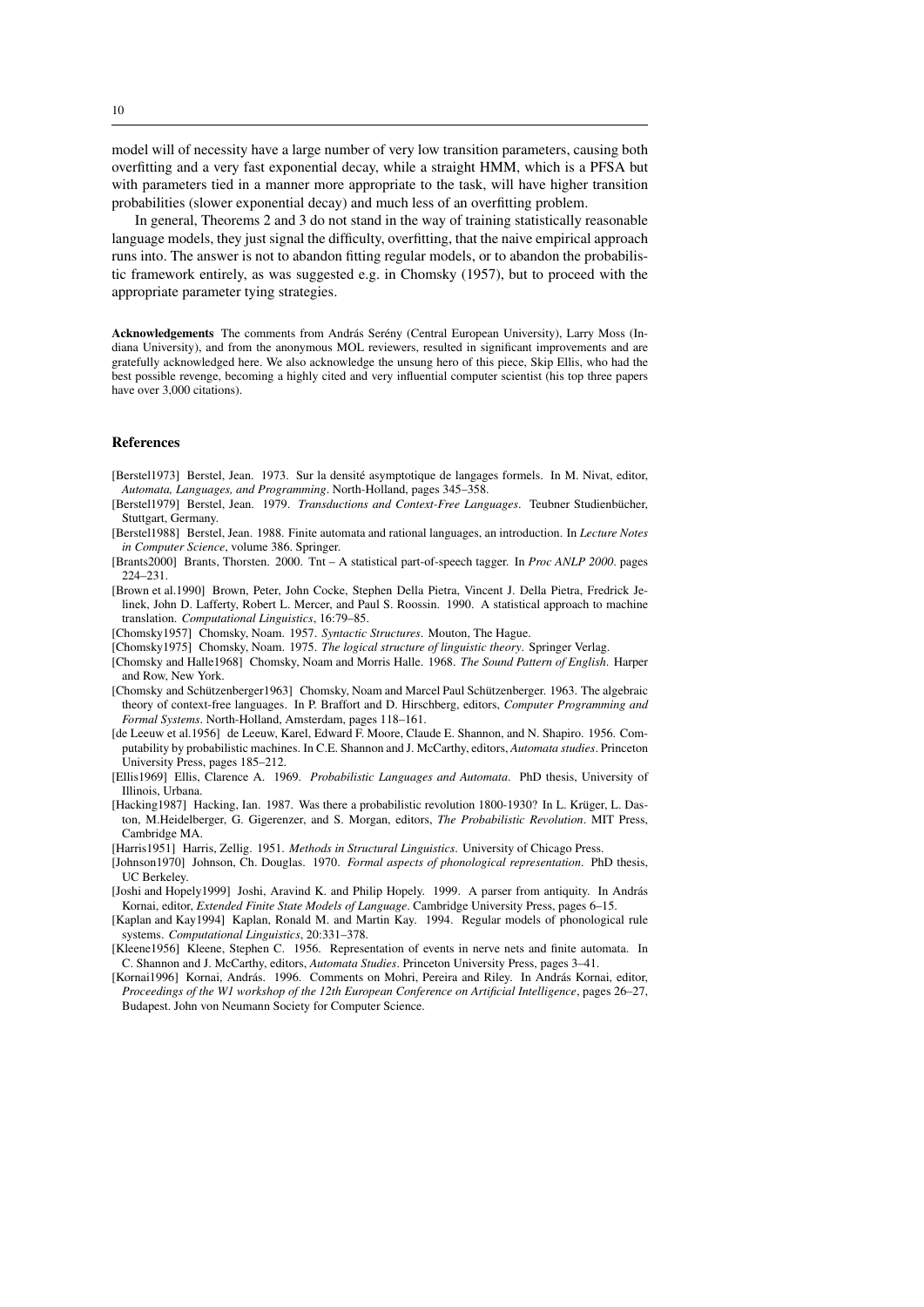model will of necessity have a large number of very low transition parameters, causing both overfitting and a very fast exponential decay, while a straight HMM, which is a PFSA but with parameters tied in a manner more appropriate to the task, will have higher transition probabilities (slower exponential decay) and much less of an overfitting problem.

In general, Theorems 2 and 3 do not stand in the way of training statistically reasonable language models, they just signal the difficulty, overfitting, that the naive empirical approach runs into. The answer is not to abandon fitting regular models, or to abandon the probabilistic framework entirely, as was suggested e.g. in Chomsky (1957), but to proceed with the appropriate parameter tying strategies.

**Acknowledgements** The comments from András Serény (Central European University), Larry Moss (Indiana University), and from the anonymous MOL reviewers, resulted in significant improvements and are gratefully acknowledged here. We also acknowledge the unsung hero of this piece, Skip Ellis, who had the best possible revenge, becoming a highly cited and very influential computer scientist (his top three papers have over 3,000 citations).

## References

[Berstel1973] Berstel, Jean. 1973. Sur la densité asymptotique de langages formels. In M. Nivat, editor, *Automata, Languages, and Programming*. North-Holland, pages 345–358.

[Berstel1979] Berstel, Jean. 1979. *Transductions and Context-Free Languages*. Teubner Studienbücher, Stuttgart, Germany.

[Berstel1988] Berstel, Jean. 1988. Finite automata and rational languages, an introduction. In *Lecture Notes in Computer Science*, volume 386. Springer.

[Brants2000] Brants, Thorsten. 2000. Tnt – A statistical part-of-speech tagger. In *Proc ANLP 2000*. pages 224–231.

[Brown et al.1990] Brown, Peter, John Cocke, Stephen Della Pietra, Vincent J. Della Pietra, Fredrick Jelinek, John D. Lafferty, Robert L. Mercer, and Paul S. Roossin. 1990. A statistical approach to machine translation. *Computational Linguistics*, 16:79–85.

[Chomsky1957] Chomsky, Noam. 1957. *Syntactic Structures*. Mouton, The Hague.

[Chomsky1975] Chomsky, Noam. 1975. *The logical structure of linguistic theory*. Springer Verlag.

[Chomsky and Halle1968] Chomsky, Noam and Morris Halle. 1968. *The Sound Pattern of English*. Harper and Row, New York.

[Chomsky and Schützenberger1963] Chomsky, Noam and Marcel Paul Schützenberger. 1963. The algebraic theory of context-free languages. In P. Braffort and D. Hirschberg, editors, *Computer Programming and Formal Systems*. North-Holland, Amsterdam, pages 118–161.

[de Leeuw et al.1956] de Leeuw, Karel, Edward F. Moore, Claude E. Shannon, and N. Shapiro. 1956. Computability by probabilistic machines. In C.E. Shannon and J. McCarthy, editors, *Automata studies*. Princeton University Press, pages 185–212.

[Ellis1969] Ellis, Clarence A. 1969. *Probabilistic Languages and Automata*. PhD thesis, University of Illinois, Urbana.

[Hacking1987] Hacking, Ian. 1987. Was there a probabilistic revolution 1800-1930? In L. Krüger, L. Daston, M.Heidelberger, G. Gigerenzer, and S. Morgan, editors, *The Probabilistic Revolution*. MIT Press, Cambridge MA.

[Harris1951] Harris, Zellig. 1951. *Methods in Structural Linguistics*. University of Chicago Press.

[Johnson1970] Johnson, Ch. Douglas. 1970. *Formal aspects of phonological representation*. PhD thesis, UC Berkeley.

[Joshi and Hopely1999] Joshi, Aravind K. and Philip Hopely. 1999. A parser from antiquity. In András Kornai, editor, *Extended Finite State Models of Language*. Cambridge University Press, pages 6–15.

[Kaplan and Kay1994] Kaplan, Ronald M. and Martin Kay. 1994. Regular models of phonological rule systems. *Computational Linguistics*, 20:331–378.

[Kleene1956] Kleene, Stephen C. 1956. Representation of events in nerve nets and finite automata. In C. Shannon and J. McCarthy, editors, *Automata Studies*. Princeton University Press, pages 3–41.

[Kornai1996] Kornai, András. 1996. Comments on Mohri, Pereira and Riley. In András Kornai, editor, *Proceedings of the W1 workshop of the 12th European Conference on Artificial Intelligence*, pages 26–27, Budapest. John von Neumann Society for Computer Science.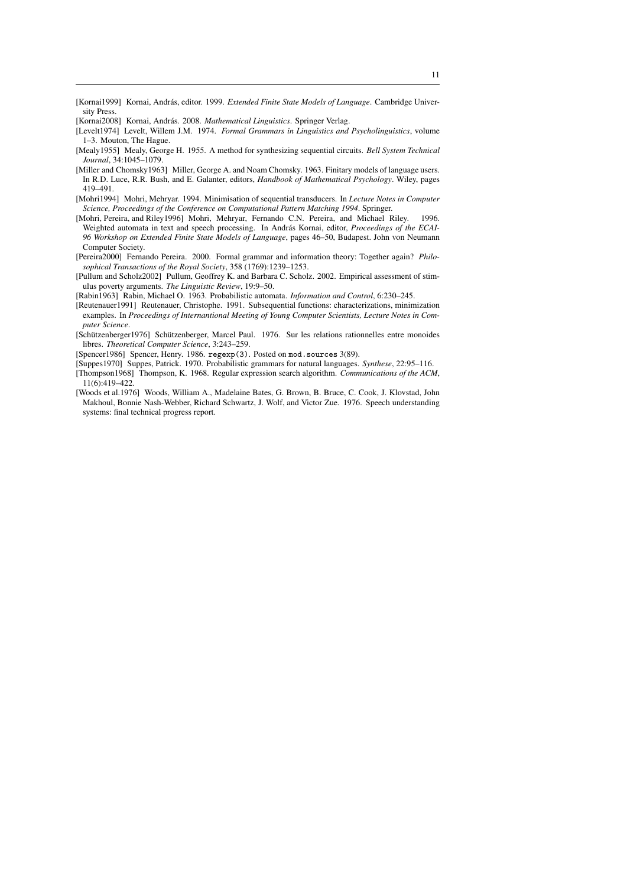[Kornai1999] Kornai, András, editor. 1999. *Extended Finite State Models of Language*. Cambridge University Press.

[Kornai2008] Kornai, András. 2008. *Mathematical Linguistics*. Springer Verlag.

[Levelt1974] Levelt, Willem J.M. 1974. *Formal Grammars in Linguistics and Psycholinguistics*, volume 1–3. Mouton, The Hague.

[Mealy1955] Mealy, George H. 1955. A method for synthesizing sequential circuits. *Bell System Technical Journal*, 34:1045–1079.

[Miller and Chomsky1963] Miller, George A. and Noam Chomsky. 1963. Finitary models of language users. In R.D. Luce, R.R. Bush, and E. Galanter, editors, *Handbook of Mathematical Psychology*. Wiley, pages 419–491.

[Mohri1994] Mohri, Mehryar. 1994. Minimisation of sequential transducers. In *Lecture Notes in Computer Science, Proceedings of the Conference on Computational Pattern Matching 1994*. Springer.

[Mohri, Pereira, and Riley1996] Mohri, Mehryar, Fernando C.N. Pereira, and Michael Riley. 1996. Weighted automata in text and speech processing. In András Kornai, editor, *Proceedings of the ECAI-96 Workshop on Extended Finite State Models of Language*, pages 46–50, Budapest. John von Neumann Computer Society.

[Pereira2000] Fernando Pereira. 2000. Formal grammar and information theory: Together again? *Philosophical Transactions of the Royal Society*, 358 (1769):1239–1253.

[Pullum and Scholz2002] Pullum, Geoffrey K. and Barbara C. Scholz. 2002. Empirical assessment of stimulus poverty arguments. *The Linguistic Review*, 19:9–50.

[Rabin1963] Rabin, Michael O. 1963. Probabilistic automata. *Information and Control*, 6:230–245.

[Reutenauer1991] Reutenauer, Christophe. 1991. Subsequential functions: characterizations, minimization examples. In *Proceedings of Internantional Meeting of Young Computer Scientists, Lecture Notes in Computer Science*.

[Schützenberger1976] Schützenberger, Marcel Paul. 1976. Sur les relations rationnelles entre monoides libres. *Theoretical Computer Science*, 3:243–259.

[Spencer1986] Spencer, Henry. 1986. `regexp(3)`. Posted on `mod.sources` 3(89).

[Suppes1970] Suppes, Patrick. 1970. Probabilistic grammars for natural languages. *Synthese*, 22:95–116.

[Thompson1968] Thompson, K. 1968. Regular expression search algorithm. *Communications of the ACM*, 11(6):419–422.

[Woods et al.1976] Woods, William A., Madelaine Bates, G. Brown, B. Bruce, C. Cook, J. Klovstad, John Makhoul, Bonnie Nash-Webber, Richard Schwartz, J. Wolf, and Victor Zue. 1976. Speech understanding systems: final technical progress report.